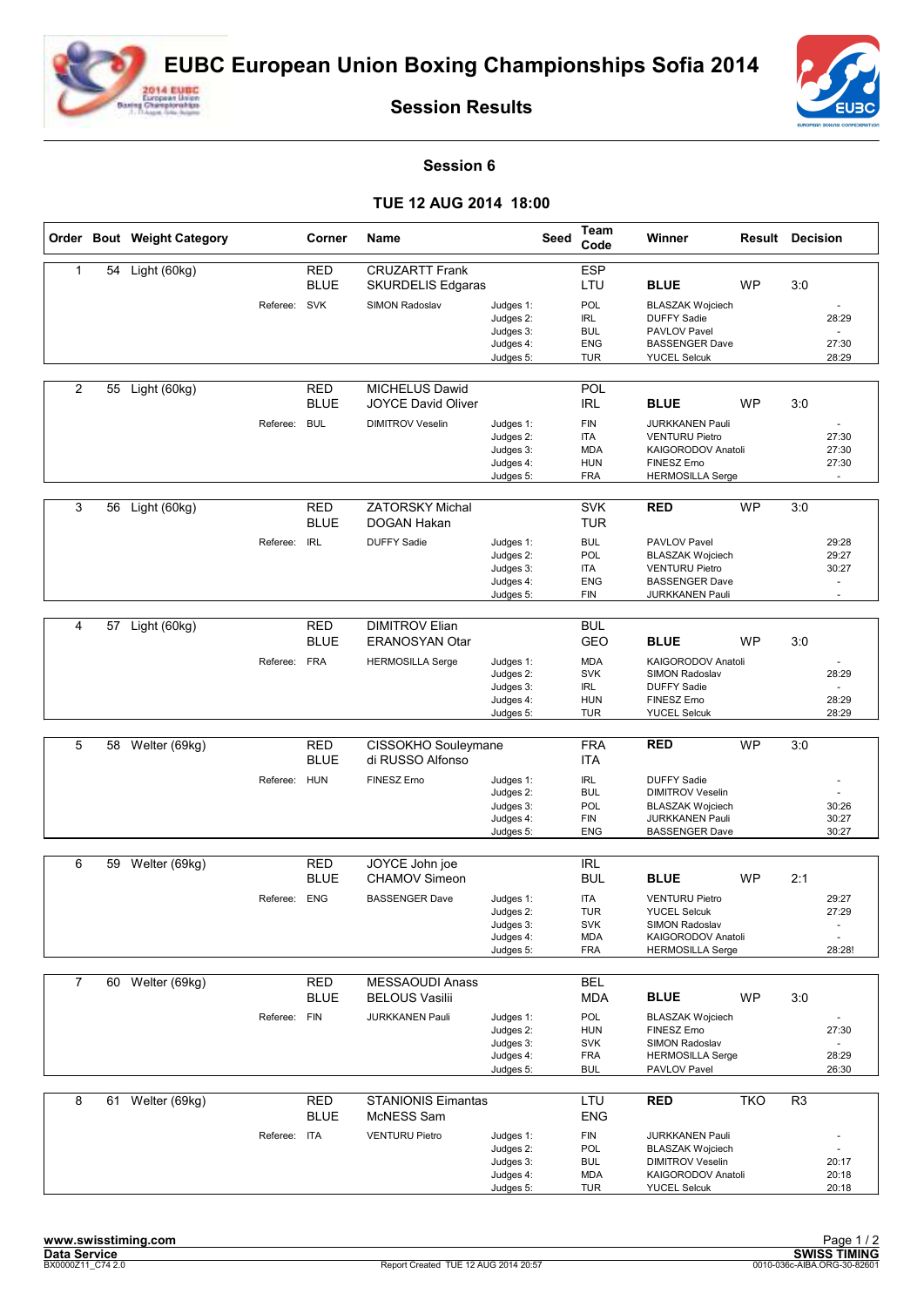# EUBC European Union Boxing Championships Sofia 2014

## Session Results

### Session 6

### TUE 12 AUG 2014 18:00

| Order | Bout | Weight Category | Corner | Name | Seed | Team Code | Winner | Result | Decision |
|---|---|---|---|---|---|---|---|---|---|
| 1 | 54 | Light (60kg) | RED | CRUZARTT Frank | | ESP | | | |
| | | | BLUE | SKURDELIS Edgaras | | LTU | **BLUE** | WP | 3:0 |
| | | Referee: SVK | | SIMON Radoslav | Judges 1: | POL | BLASZAK Wojciech | | - |
| | | | | | Judges 2: | IRL | DUFFY Sadie | | 28:29 |
| | | | | | Judges 3: | BUL | PAVLOV Pavel | | - |
| | | | | | Judges 4: | ENG | BASSENGER Dave | | 27:30 |
| | | | | | Judges 5: | TUR | YUCEL Selcuk | | 28:29 |
| 2 | 55 | Light (60kg) | RED | MICHELUS Dawid | | POL | | | |
| | | | BLUE | JOYCE David Oliver | | IRL | **BLUE** | WP | 3:0 |
| | | Referee: BUL | | DIMITROV Veselin | Judges 1: | FIN | JURKKANEN Pauli | | - |
| | | | | | Judges 2: | ITA | VENTURU Pietro | | 27:30 |
| | | | | | Judges 3: | MDA | KAIGORODOV Anatoli | | 27:30 |
| | | | | | Judges 4: | HUN | FINESZ Erno | | 27:30 |
| | | | | | Judges 5: | FRA | HERMOSILLA Serge | | - |
| 3 | 56 | Light (60kg) | RED | ZATORSKY Michal | | SVK | **RED** | WP | 3:0 |
| | | | BLUE | DOGAN Hakan | | TUR | | | |
| | | Referee: IRL | | DUFFY Sadie | Judges 1: | BUL | PAVLOV Pavel | | 29:28 |
| | | | | | Judges 2: | POL | BLASZAK Wojciech | | 29:27 |
| | | | | | Judges 3: | ITA | VENTURU Pietro | | 30:27 |
| | | | | | Judges 4: | ENG | BASSENGER Dave | | - |
| | | | | | Judges 5: | FIN | JURKKANEN Pauli | | - |
| 4 | 57 | Light (60kg) | RED | DIMITROV Elian | | BUL | | | |
| | | | BLUE | ERANOSYAN Otar | | GEO | **BLUE** | WP | 3:0 |
| | | Referee: FRA | | HERMOSILLA Serge | Judges 1: | MDA | KAIGORODOV Anatoli | | - |
| | | | | | Judges 2: | SVK | SIMON Radoslav | | 28:29 |
| | | | | | Judges 3: | IRL | DUFFY Sadie | | - |
| | | | | | Judges 4: | HUN | FINESZ Erno | | 28:29 |
| | | | | | Judges 5: | TUR | YUCEL Selcuk | | 28:29 |
| 5 | 58 | Welter (69kg) | RED | CISSOKHO Souleymane | | FRA | **RED** | WP | 3:0 |
| | | | BLUE | di RUSSO Alfonso | | ITA | | | |
| | | Referee: HUN | | FINESZ Erno | Judges 1: | IRL | DUFFY Sadie | | - |
| | | | | | Judges 2: | BUL | DIMITROV Veselin | | - |
| | | | | | Judges 3: | POL | BLASZAK Wojciech | | 30:26 |
| | | | | | Judges 4: | FIN | JURKKANEN Pauli | | 30:27 |
| | | | | | Judges 5: | ENG | BASSENGER Dave | | 30:27 |
| 6 | 59 | Welter (69kg) | RED | JOYCE John joe | | IRL | | | |
| | | | BLUE | CHAMOV Simeon | | BUL | **BLUE** | WP | 2:1 |
| | | Referee: ENG | | BASSENGER Dave | Judges 1: | ITA | VENTURU Pietro | | 29:27 |
| | | | | | Judges 2: | TUR | YUCEL Selcuk | | 27:29 |
| | | | | | Judges 3: | SVK | SIMON Radoslav | | - |
| | | | | | Judges 4: | MDA | KAIGORODOV Anatoli | | - |
| | | | | | Judges 5: | FRA | HERMOSILLA Serge | | 28:28! |
| 7 | 60 | Welter (69kg) | RED | MESSAOUDI Anass | | BEL | | | |
| | | | BLUE | BELOUS Vasilii | | MDA | **BLUE** | WP | 3:0 |
| | | Referee: FIN | | JURKKANEN Pauli | Judges 1: | POL | BLASZAK Wojciech | | - |
| | | | | | Judges 2: | HUN | FINESZ Erno | | 27:30 |
| | | | | | Judges 3: | SVK | SIMON Radoslav | | - |
| | | | | | Judges 4: | FRA | HERMOSILLA Serge | | 28:29 |
| | | | | | Judges 5: | BUL | PAVLOV Pavel | | 26:30 |
| 8 | 61 | Welter (69kg) | RED | STANIONIS Eimantas | | LTU | **RED** | TKO | R3 |
| | | | BLUE | McNESS Sam | | ENG | | | |
| | | Referee: ITA | | VENTURU Pietro | Judges 1: | FIN | JURKKANEN Pauli | | - |
| | | | | | Judges 2: | POL | BLASZAK Wojciech | | - |
| | | | | | Judges 3: | BUL | DIMITROV Veselin | | 20:17 |
| | | | | | Judges 4: | MDA | KAIGORODOV Anatoli | | 20:18 |
| | | | | | Judges 5: | TUR | YUCEL Selcuk | | 20:18 |

www.swisstiming.com
Data Service
BX0000Z11_C74 2.0

Report Created TUE 12 AUG 2014 20:57

SWISS TIMING
0010-036c-AIBA.ORG-30-82601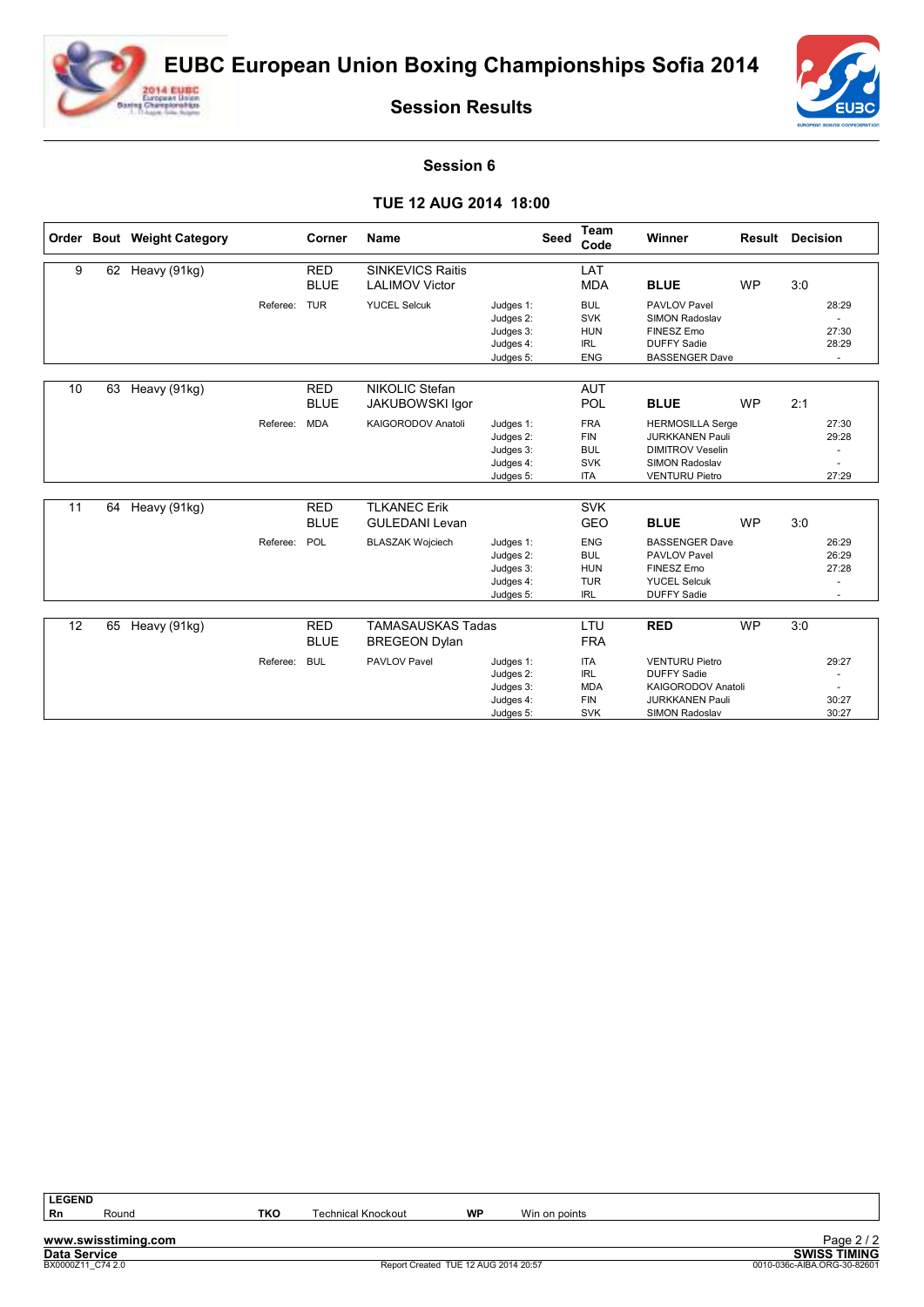# EUBC European Union Boxing Championships Sofia 2014

## Session Results

### Session 6

### TUE 12 AUG 2014 18:00

| Order | Bout | Weight Category | Corner | Name | Seed | Team Code | Winner | Result | Decision |
|---|---|---|---|---|---|---|---|---|---|
| 9 | 62 | Heavy (91kg) | RED | SINKEVICS Raitis | | LAT | | | |
| | | | BLUE | LALIMOV Victor | | MDA | **BLUE** | WP | 3:0 |
| | | Referee: | TUR | YUCEL Selcuk | Judges 1: | BUL | PAVLOV Pavel | | 28:29 |
| | | | | | Judges 2: | SVK | SIMON Radoslav | | - |
| | | | | | Judges 3: | HUN | FINESZ Erno | | 27:30 |
| | | | | | Judges 4: | IRL | DUFFY Sadie | | 28:29 |
| | | | | | Judges 5: | ENG | BASSENGER Dave | | - |
| 10 | 63 | Heavy (91kg) | RED | NIKOLIC Stefan | | AUT | | | |
| | | | BLUE | JAKUBOWSKI Igor | | POL | **BLUE** | WP | 2:1 |
| | | Referee: | MDA | KAIGORODOV Anatoli | Judges 1: | FRA | HERMOSILLA Serge | | 27:30 |
| | | | | | Judges 2: | FIN | JURKKANEN Pauli | | 29:28 |
| | | | | | Judges 3: | BUL | DIMITROV Veselin | | - |
| | | | | | Judges 4: | SVK | SIMON Radoslav | | - |
| | | | | | Judges 5: | ITA | VENTURU Pietro | | 27:29 |
| 11 | 64 | Heavy (91kg) | RED | TLKANEC Erik | | SVK | | | |
| | | | BLUE | GULEDANI Levan | | GEO | **BLUE** | WP | 3:0 |
| | | Referee: | POL | BLASZAK Wojciech | Judges 1: | ENG | BASSENGER Dave | | 26:29 |
| | | | | | Judges 2: | BUL | PAVLOV Pavel | | 26:29 |
| | | | | | Judges 3: | HUN | FINESZ Erno | | 27:28 |
| | | | | | Judges 4: | TUR | YUCEL Selcuk | | - |
| | | | | | Judges 5: | IRL | DUFFY Sadie | | - |
| 12 | 65 | Heavy (91kg) | RED | TAMASAUSKAS Tadas | | LTU | **RED** | WP | 3:0 |
| | | | BLUE | BREGEON Dylan | | FRA | | | |
| | | Referee: | BUL | PAVLOV Pavel | Judges 1: | ITA | VENTURU Pietro | | 29:27 |
| | | | | | Judges 2: | IRL | DUFFY Sadie | | - |
| | | | | | Judges 3: | MDA | KAIGORODOV Anatoli | | - |
| | | | | | Judges 4: | FIN | JURKKANEN Pauli | | 30:27 |
| | | | | | Judges 5: | SVK | SIMON Radoslav | | 30:27 |

**LEGEND**

| | | | | | |
|---|---|---|---|---|---|
| Rn | Round | TKO | Technical Knockout | WP | Win on points |

www.swisstiming.com

Data Service

BX0000Z11_C74 2.0

Report Created TUE 12 AUG 2014 20:57

SWISS TIMING

0010-036c-AIBA.ORG-30-82601